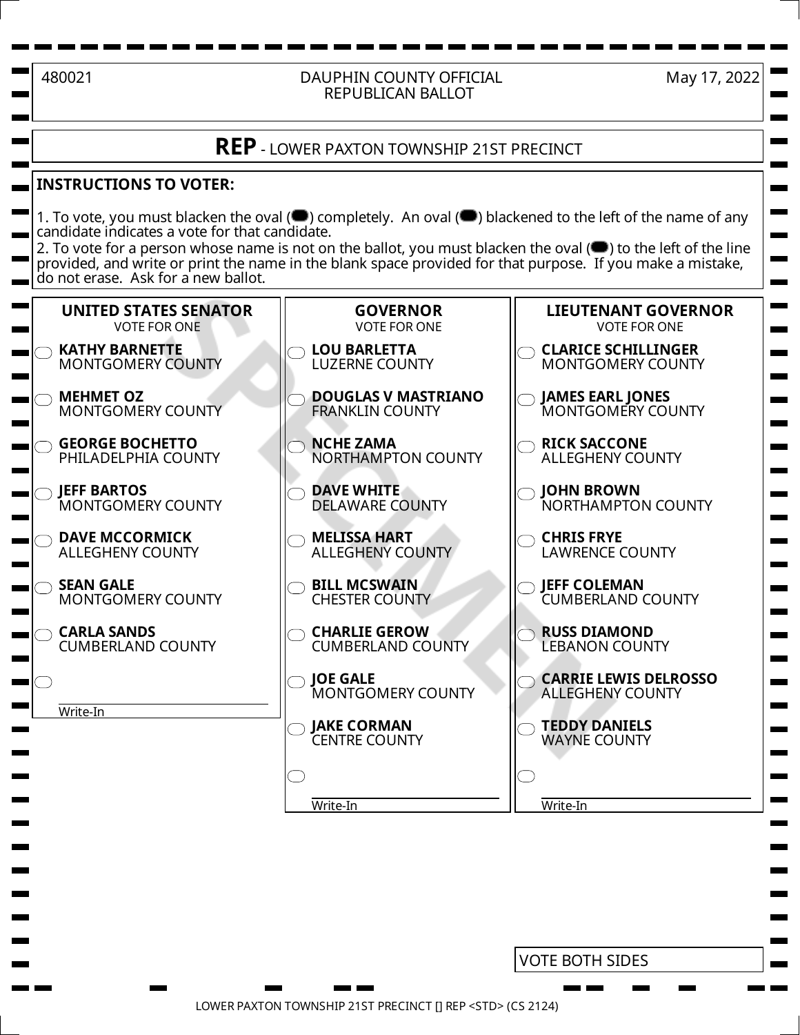480021

DAUPHIN COUNTY OFFICIAL
REPUBLICAN BALLOT

May 17, 2022

# REP - LOWER PAXTON TOWNSHIP 21ST PRECINCT

**INSTRUCTIONS TO VOTER:**

1. To vote, you must blacken the oval (⬬) completely. An oval (⬬) blackened to the left of the name of any candidate indicates a vote for that candidate.
2. To vote for a person whose name is not on the ballot, you must blacken the oval (⬬) to the left of the line provided, and write or print the name in the blank space provided for that purpose. If you make a mistake, do not erase. Ask for a new ballot.

## UNITED STATES SENATOR
VOTE FOR ONE

- **KATHY BARNETTE** MONTGOMERY COUNTY
- **MEHMET OZ** MONTGOMERY COUNTY
- **GEORGE BOCHETTO** PHILADELPHIA COUNTY
- **JEFF BARTOS** MONTGOMERY COUNTY
- **DAVE MCCORMICK** ALLEGHENY COUNTY
- **SEAN GALE** MONTGOMERY COUNTY
- **CARLA SANDS** CUMBERLAND COUNTY
- ______ Write-In

## GOVERNOR
VOTE FOR ONE

- **LOU BARLETTA** LUZERNE COUNTY
- **DOUGLAS V MASTRIANO** FRANKLIN COUNTY
- **NCHE ZAMA** NORTHAMPTON COUNTY
- **DAVE WHITE** DELAWARE COUNTY
- **MELISSA HART** ALLEGHENY COUNTY
- **BILL MCSWAIN** CHESTER COUNTY
- **CHARLIE GEROW** CUMBERLAND COUNTY
- **JOE GALE** MONTGOMERY COUNTY
- **JAKE CORMAN** CENTRE COUNTY
- ______ Write-In

## LIEUTENANT GOVERNOR
VOTE FOR ONE

- **CLARICE SCHILLINGER** MONTGOMERY COUNTY
- **JAMES EARL JONES** MONTGOMERY COUNTY
- **RICK SACCONE** ALLEGHENY COUNTY
- **JOHN BROWN** NORTHAMPTON COUNTY
- **CHRIS FRYE** LAWRENCE COUNTY
- **JEFF COLEMAN** CUMBERLAND COUNTY
- **RUSS DIAMOND** LEBANON COUNTY
- **CARRIE LEWIS DELROSSO** ALLEGHENY COUNTY
- **TEDDY DANIELS** WAYNE COUNTY
- ______ Write-In

VOTE BOTH SIDES

LOWER PAXTON TOWNSHIP 21ST PRECINCT [] REP <STD> (CS 2124)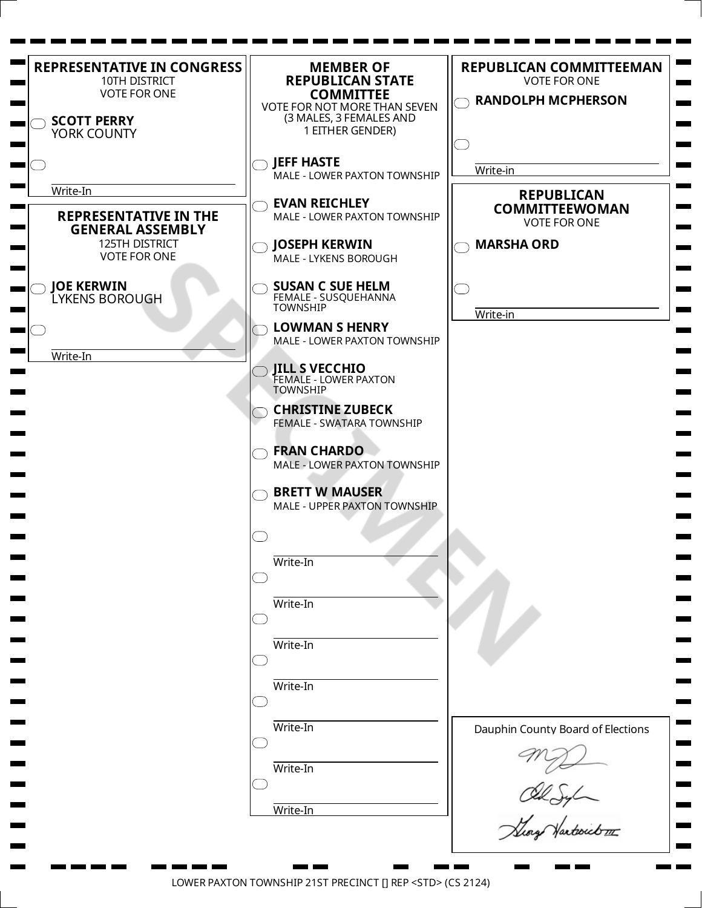## REPRESENTATIVE IN CONGRESS

10TH DISTRICT
VOTE FOR ONE

- **SCOTT PERRY**
  YORK COUNTY
- Write-In

## REPRESENTATIVE IN THE GENERAL ASSEMBLY

125TH DISTRICT
VOTE FOR ONE

- **JOE KERWIN**
  LYKENS BOROUGH
- Write-In

## MEMBER OF REPUBLICAN STATE COMMITTEE

VOTE FOR NOT MORE THAN SEVEN
(3 MALES, 3 FEMALES AND
1 EITHER GENDER)

- **JEFF HASTE**
  MALE - LOWER PAXTON TOWNSHIP
- **EVAN REICHLEY**
  MALE - LOWER PAXTON TOWNSHIP
- **JOSEPH KERWIN**
  MALE - LYKENS BOROUGH
- **SUSAN C SUE HELM**
  FEMALE - SUSQUEHANNA TOWNSHIP
- **LOWMAN S HENRY**
  MALE - LOWER PAXTON TOWNSHIP
- **JILL S VECCHIO**
  FEMALE - LOWER PAXTON TOWNSHIP
- **CHRISTINE ZUBECK**
  FEMALE - SWATARA TOWNSHIP
- **FRAN CHARDO**
  MALE - LOWER PAXTON TOWNSHIP
- **BRETT W MAUSER**
  MALE - UPPER PAXTON TOWNSHIP
- Write-In
- Write-In
- Write-In
- Write-In
- Write-In
- Write-In
- Write-In

## REPUBLICAN COMMITTEEMAN

VOTE FOR ONE

- **RANDOLPH MCPHERSON**
- Write-in

## REPUBLICAN COMMITTEEWOMAN

VOTE FOR ONE

- **MARSHA ORD**
- Write-in

SPECIMEN

Dauphin County Board of Elections

LOWER PAXTON TOWNSHIP 21ST PRECINCT [] REP <STD> (CS 2124)